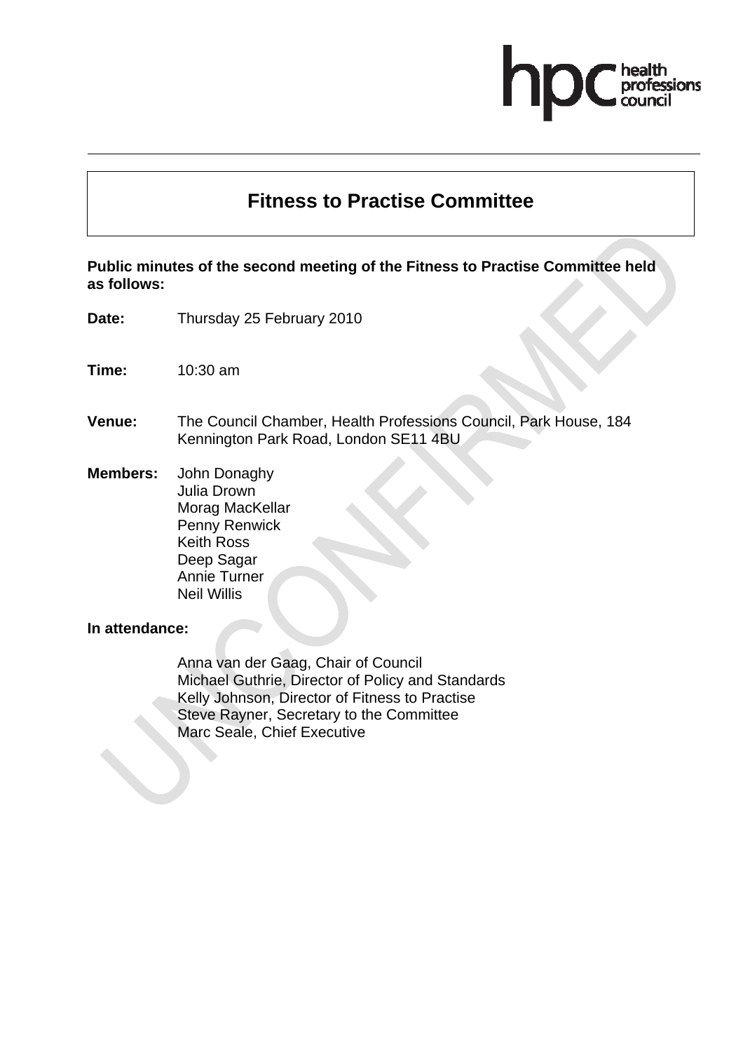# Fitness to Practise Committee

**Public minutes of the second meeting of the Fitness to Practise Committee held as follows:**

**Date:** Thursday 25 February 2010

**Time:** 10:30 am

**Venue:** The Council Chamber, Health Professions Council, Park House, 184 Kennington Park Road, London SE11 4BU

**Members:** John Donaghy
Julia Drown
Morag MacKellar
Penny Renwick
Keith Ross
Deep Sagar
Annie Turner
Neil Willis

**In attendance:**

Anna van der Gaag, Chair of Council
Michael Guthrie, Director of Policy and Standards
Kelly Johnson, Director of Fitness to Practise
Steve Rayner, Secretary to the Committee
Marc Seale, Chief Executive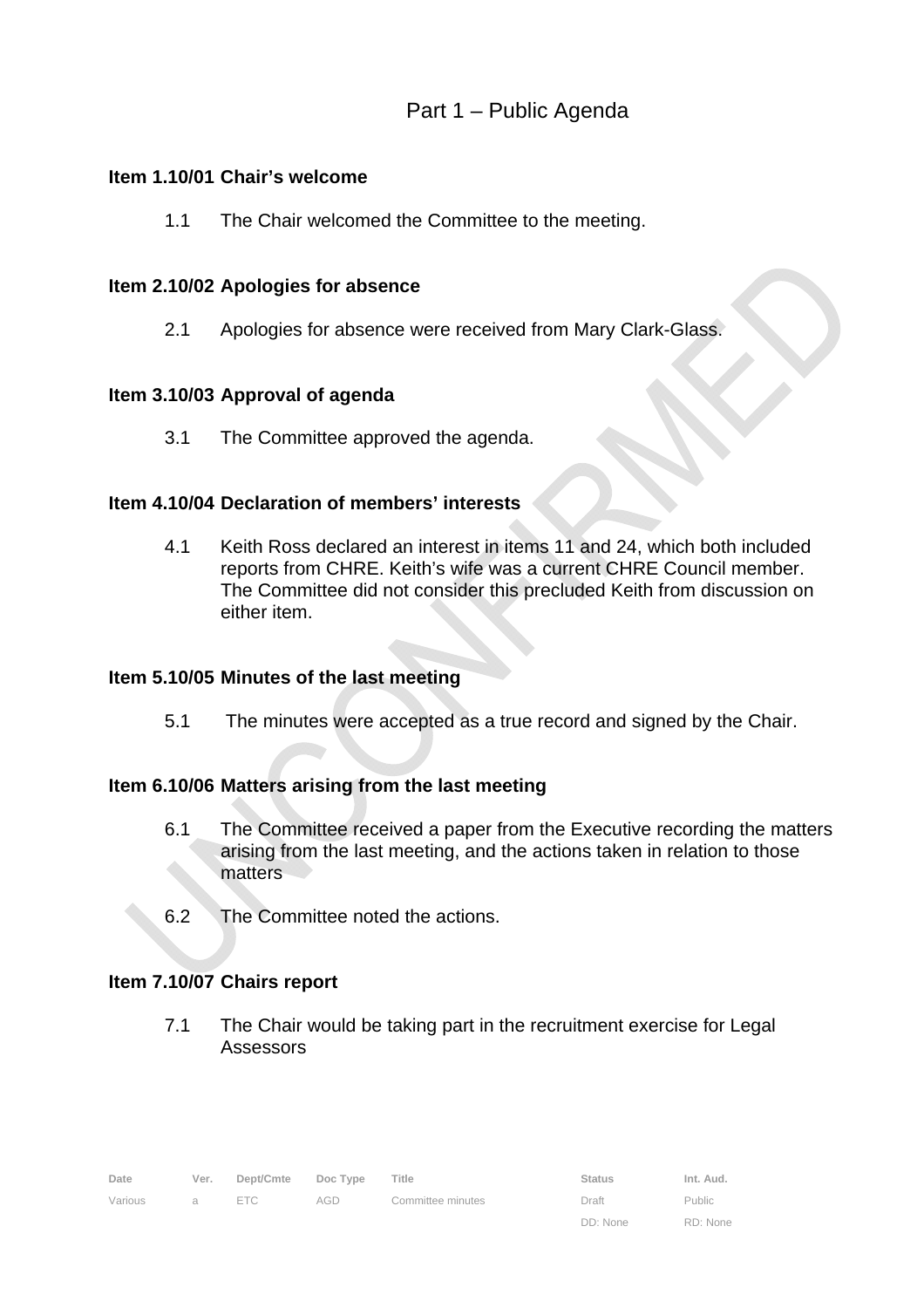## Part 1 – Public Agenda

**Item 1.10/01 Chair's welcome**

1.1 The Chair welcomed the Committee to the meeting.

**Item 2.10/02 Apologies for absence**

2.1 Apologies for absence were received from Mary Clark-Glass.

**Item 3.10/03 Approval of agenda**

3.1 The Committee approved the agenda.

**Item 4.10/04 Declaration of members' interests**

4.1 Keith Ross declared an interest in items 11 and 24, which both included reports from CHRE. Keith's wife was a current CHRE Council member. The Committee did not consider this precluded Keith from discussion on either item.

**Item 5.10/05 Minutes of the last meeting**

5.1 The minutes were accepted as a true record and signed by the Chair.

**Item 6.10/06 Matters arising from the last meeting**

6.1 The Committee received a paper from the Executive recording the matters arising from the last meeting, and the actions taken in relation to those matters

6.2 The Committee noted the actions.

**Item 7.10/07 Chairs report**

7.1 The Chair would be taking part in the recruitment exercise for Legal Assessors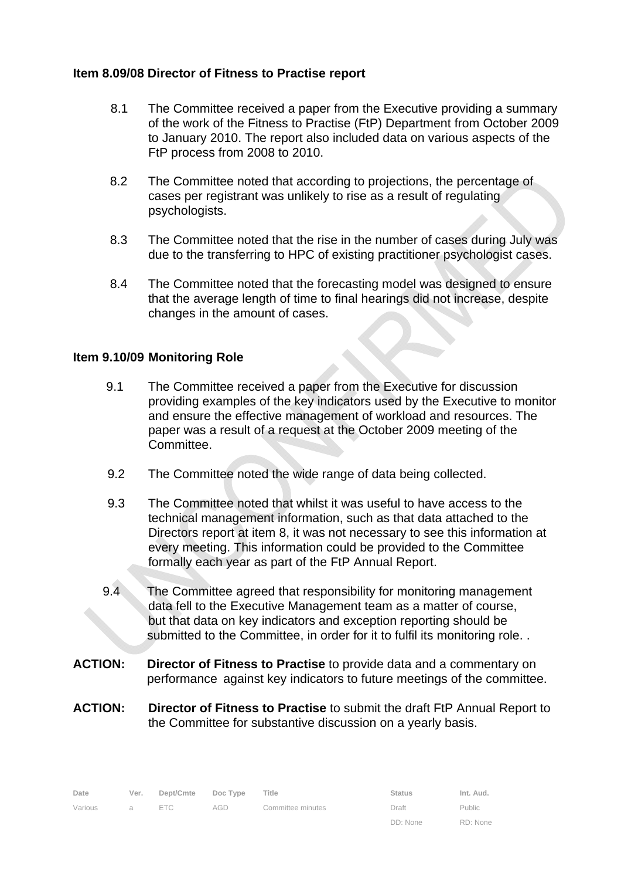**Item 8.09/08 Director of Fitness to Practise report**

8.1 The Committee received a paper from the Executive providing a summary of the work of the Fitness to Practise (FtP) Department from October 2009 to January 2010. The report also included data on various aspects of the FtP process from 2008 to 2010.

8.2 The Committee noted that according to projections, the percentage of cases per registrant was unlikely to rise as a result of regulating psychologists.

8.3 The Committee noted that the rise in the number of cases during July was due to the transferring to HPC of existing practitioner psychologist cases.

8.4 The Committee noted that the forecasting model was designed to ensure that the average length of time to final hearings did not increase, despite changes in the amount of cases.

**Item 9.10/09 Monitoring Role**

9.1 The Committee received a paper from the Executive for discussion providing examples of the key indicators used by the Executive to monitor and ensure the effective management of workload and resources. The paper was a result of a request at the October 2009 meeting of the Committee.

9.2 The Committee noted the wide range of data being collected.

9.3 The Committee noted that whilst it was useful to have access to the technical management information, such as that data attached to the Directors report at item 8, it was not necessary to see this information at every meeting. This information could be provided to the Committee formally each year as part of the FtP Annual Report.

9.4 The Committee agreed that responsibility for monitoring management data fell to the Executive Management team as a matter of course, but that data on key indicators and exception reporting should be submitted to the Committee, in order for it to fulfil its monitoring role. .

**ACTION:** **Director of Fitness to Practise** to provide data and a commentary on performance against key indicators to future meetings of the committee.

**ACTION:** **Director of Fitness to Practise** to submit the draft FtP Annual Report to the Committee for substantive discussion on a yearly basis.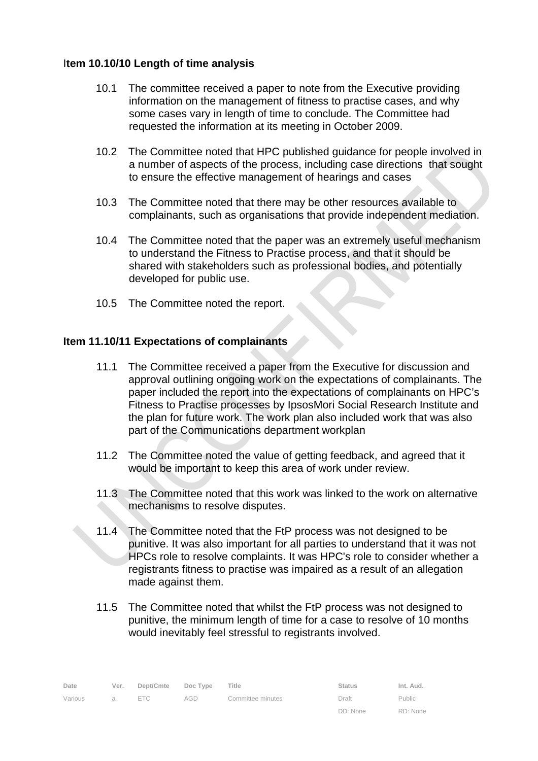**Item 10.10/10 Length of time analysis**

10.1 The committee received a paper to note from the Executive providing information on the management of fitness to practise cases, and why some cases vary in length of time to conclude. The Committee had requested the information at its meeting in October 2009.

10.2 The Committee noted that HPC published guidance for people involved in a number of aspects of the process, including case directions that sought to ensure the effective management of hearings and cases

10.3 The Committee noted that there may be other resources available to complainants, such as organisations that provide independent mediation.

10.4 The Committee noted that the paper was an extremely useful mechanism to understand the Fitness to Practise process, and that it should be shared with stakeholders such as professional bodies, and potentially developed for public use.

10.5 The Committee noted the report.

**Item 11.10/11 Expectations of complainants**

11.1 The Committee received a paper from the Executive for discussion and approval outlining ongoing work on the expectations of complainants. The paper included the report into the expectations of complainants on HPC's Fitness to Practise processes by IpsosMori Social Research Institute and the plan for future work. The work plan also included work that was also part of the Communications department workplan

11.2 The Committee noted the value of getting feedback, and agreed that it would be important to keep this area of work under review.

11.3 The Committee noted that this work was linked to the work on alternative mechanisms to resolve disputes.

11.4 The Committee noted that the FtP process was not designed to be punitive. It was also important for all parties to understand that it was not HPCs role to resolve complaints. It was HPC's role to consider whether a registrants fitness to practise was impaired as a result of an allegation made against them.

11.5 The Committee noted that whilst the FtP process was not designed to punitive, the minimum length of time for a case to resolve of 10 months would inevitably feel stressful to registrants involved.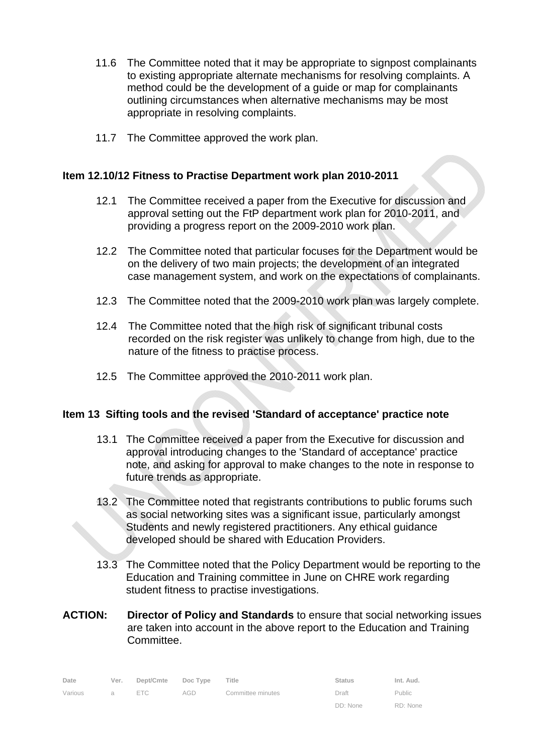11.6 The Committee noted that it may be appropriate to signpost complainants to existing appropriate alternate mechanisms for resolving complaints. A method could be the development of a guide or map for complainants outlining circumstances when alternative mechanisms may be most appropriate in resolving complaints.

11.7 The Committee approved the work plan.

**Item 12.10/12 Fitness to Practise Department work plan 2010-2011**

12.1 The Committee received a paper from the Executive for discussion and approval setting out the FtP department work plan for 2010-2011, and providing a progress report on the 2009-2010 work plan.

12.2 The Committee noted that particular focuses for the Department would be on the delivery of two main projects; the development of an integrated case management system, and work on the expectations of complainants.

12.3 The Committee noted that the 2009-2010 work plan was largely complete.

12.4 The Committee noted that the high risk of significant tribunal costs recorded on the risk register was unlikely to change from high, due to the nature of the fitness to practise process.

12.5 The Committee approved the 2010-2011 work plan.

**Item 13 Sifting tools and the revised 'Standard of acceptance' practice note**

13.1 The Committee received a paper from the Executive for discussion and approval introducing changes to the 'Standard of acceptance' practice note, and asking for approval to make changes to the note in response to future trends as appropriate.

13.2 The Committee noted that registrants contributions to public forums such as social networking sites was a significant issue, particularly amongst Students and newly registered practitioners. Any ethical guidance developed should be shared with Education Providers.

13.3 The Committee noted that the Policy Department would be reporting to the Education and Training committee in June on CHRE work regarding student fitness to practise investigations.

**ACTION:** **Director of Policy and Standards** to ensure that social networking issues are taken into account in the above report to the Education and Training Committee.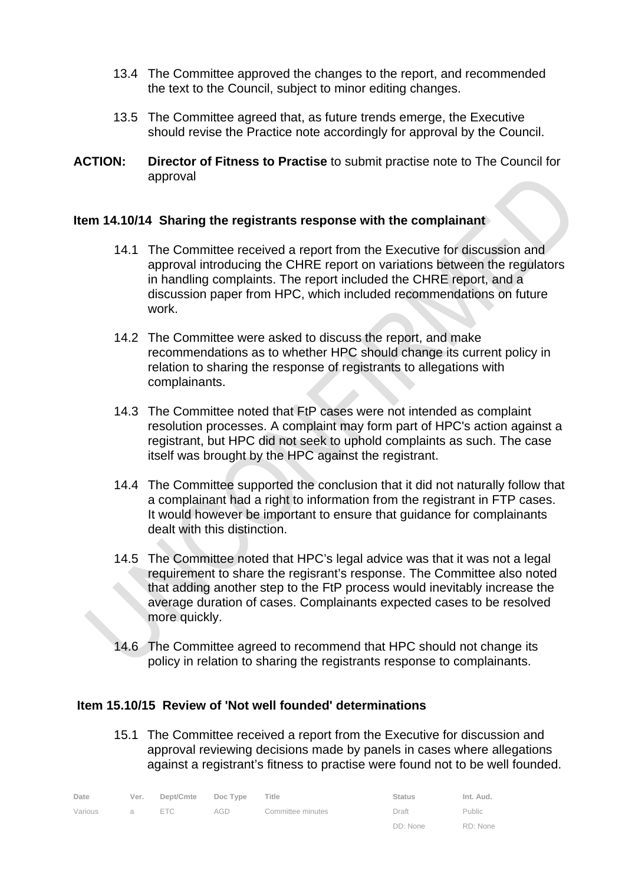13.4 The Committee approved the changes to the report, and recommended the text to the Council, subject to minor editing changes.

13.5 The Committee agreed that, as future trends emerge, the Executive should revise the Practice note accordingly for approval by the Council.

**ACTION:** **Director of Fitness to Practise** to submit practise note to The Council for approval

**Item 14.10/14 Sharing the registrants response with the complainant**

14.1 The Committee received a report from the Executive for discussion and approval introducing the CHRE report on variations between the regulators in handling complaints. The report included the CHRE report, and a discussion paper from HPC, which included recommendations on future work.

14.2 The Committee were asked to discuss the report, and make recommendations as to whether HPC should change its current policy in relation to sharing the response of registrants to allegations with complainants.

14.3 The Committee noted that FtP cases were not intended as complaint resolution processes. A complaint may form part of HPC's action against a registrant, but HPC did not seek to uphold complaints as such. The case itself was brought by the HPC against the registrant.

14.4 The Committee supported the conclusion that it did not naturally follow that a complainant had a right to information from the registrant in FTP cases. It would however be important to ensure that guidance for complainants dealt with this distinction.

14.5 The Committee noted that HPC's legal advice was that it was not a legal requirement to share the regisrant's response. The Committee also noted that adding another step to the FtP process would inevitably increase the average duration of cases. Complainants expected cases to be resolved more quickly.

14.6 The Committee agreed to recommend that HPC should not change its policy in relation to sharing the registrants response to complainants.

**Item 15.10/15 Review of 'Not well founded' determinations**

15.1 The Committee received a report from the Executive for discussion and approval reviewing decisions made by panels in cases where allegations against a registrant's fitness to practise were found not to be well founded.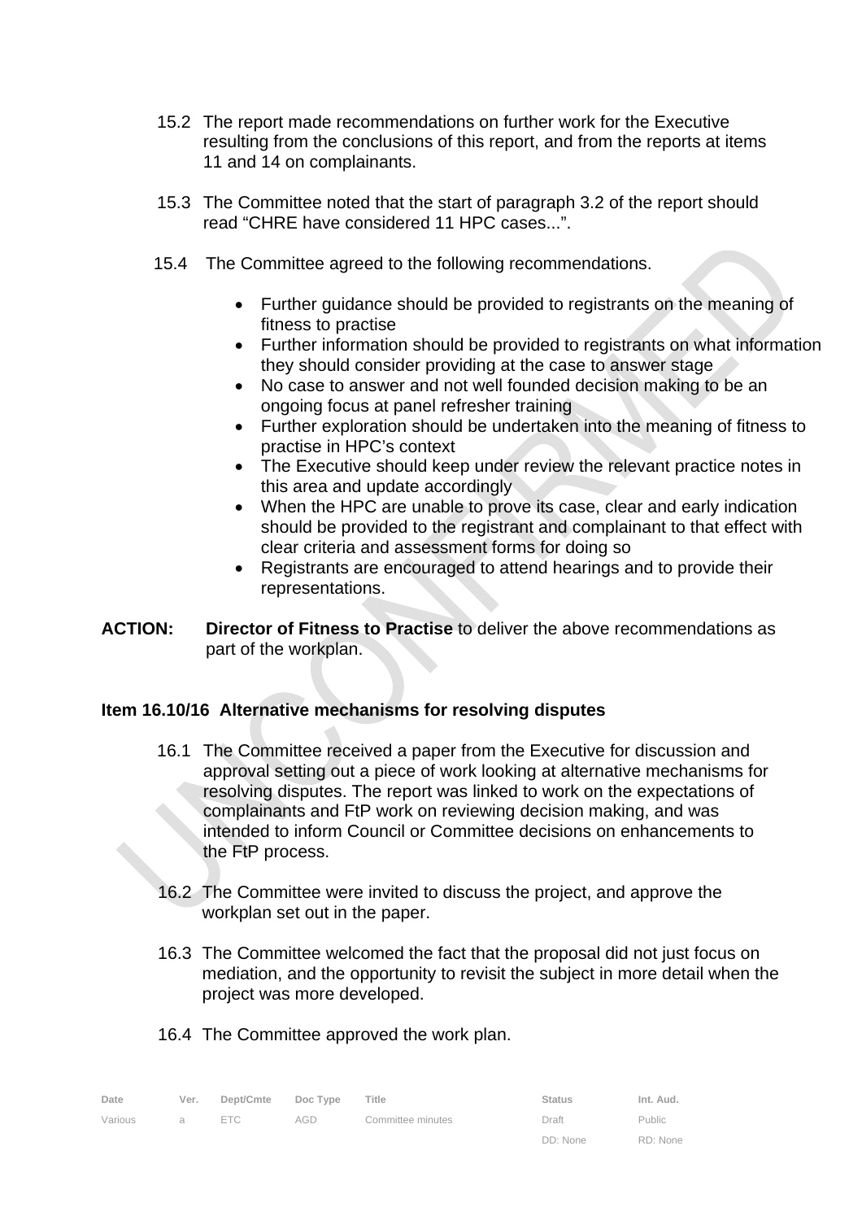15.2 The report made recommendations on further work for the Executive resulting from the conclusions of this report, and from the reports at items 11 and 14 on complainants.

15.3 The Committee noted that the start of paragraph 3.2 of the report should read “CHRE have considered 11 HPC cases...”.

15.4 The Committee agreed to the following recommendations.

- Further guidance should be provided to registrants on the meaning of fitness to practise
- Further information should be provided to registrants on what information they should consider providing at the case to answer stage
- No case to answer and not well founded decision making to be an ongoing focus at panel refresher training
- Further exploration should be undertaken into the meaning of fitness to practise in HPC’s context
- The Executive should keep under review the relevant practice notes in this area and update accordingly
- When the HPC are unable to prove its case, clear and early indication should be provided to the registrant and complainant to that effect with clear criteria and assessment forms for doing so
- Registrants are encouraged to attend hearings and to provide their representations.

**ACTION:** **Director of Fitness to Practise** to deliver the above recommendations as part of the workplan.

**Item 16.10/16 Alternative mechanisms for resolving disputes**

16.1 The Committee received a paper from the Executive for discussion and approval setting out a piece of work looking at alternative mechanisms for resolving disputes. The report was linked to work on the expectations of complainants and FtP work on reviewing decision making, and was intended to inform Council or Committee decisions on enhancements to the FtP process.

16.2 The Committee were invited to discuss the project, and approve the workplan set out in the paper.

16.3 The Committee welcomed the fact that the proposal did not just focus on mediation, and the opportunity to revisit the subject in more detail when the project was more developed.

16.4 The Committee approved the work plan.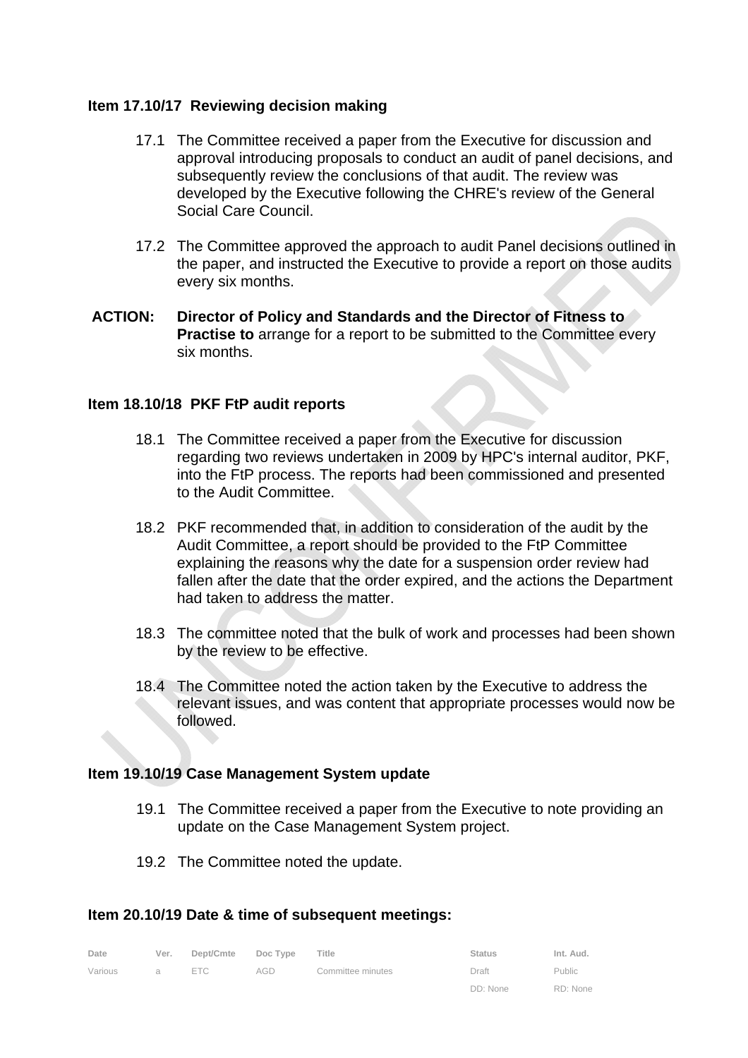**Item 17.10/17 Reviewing decision making**

17.1 The Committee received a paper from the Executive for discussion and approval introducing proposals to conduct an audit of panel decisions, and subsequently review the conclusions of that audit. The review was developed by the Executive following the CHRE's review of the General Social Care Council.

17.2 The Committee approved the approach to audit Panel decisions outlined in the paper, and instructed the Executive to provide a report on those audits every six months.

**ACTION:** **Director of Policy and Standards and the Director of Fitness to Practise to** arrange for a report to be submitted to the Committee every six months.

**Item 18.10/18 PKF FtP audit reports**

18.1 The Committee received a paper from the Executive for discussion regarding two reviews undertaken in 2009 by HPC's internal auditor, PKF, into the FtP process. The reports had been commissioned and presented to the Audit Committee.

18.2 PKF recommended that, in addition to consideration of the audit by the Audit Committee, a report should be provided to the FtP Committee explaining the reasons why the date for a suspension order review had fallen after the date that the order expired, and the actions the Department had taken to address the matter.

18.3 The committee noted that the bulk of work and processes had been shown by the review to be effective.

18.4 The Committee noted the action taken by the Executive to address the relevant issues, and was content that appropriate processes would now be followed.

**Item 19.10/19 Case Management System update**

19.1 The Committee received a paper from the Executive to note providing an update on the Case Management System project.

19.2 The Committee noted the update.

**Item 20.10/19 Date & time of subsequent meetings:**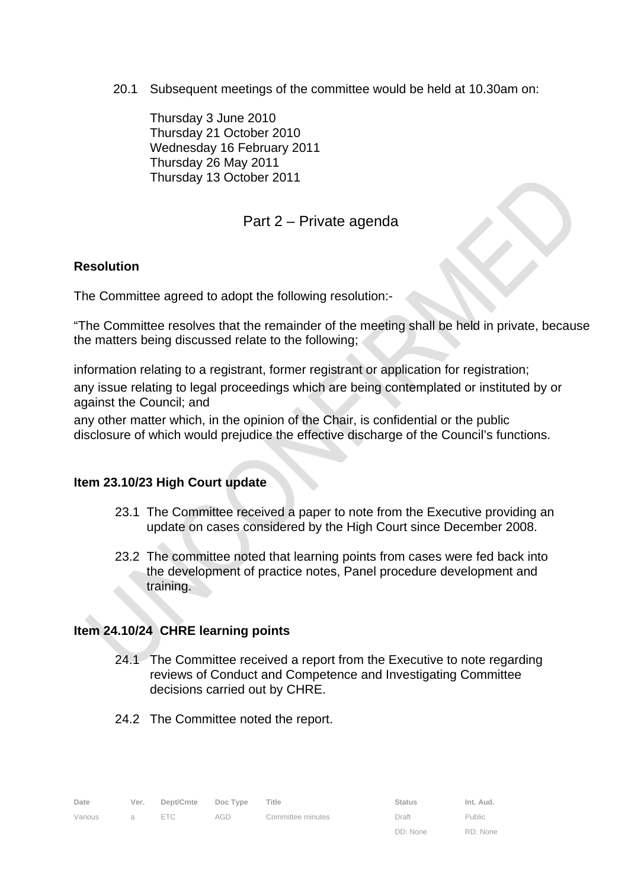20.1 Subsequent meetings of the committee would be held at 10.30am on:

Thursday 3 June 2010
Thursday 21 October 2010
Wednesday 16 February 2011
Thursday 26 May 2011
Thursday 13 October 2011

## Part 2 – Private agenda

**Resolution**

The Committee agreed to adopt the following resolution:-

"The Committee resolves that the remainder of the meeting shall be held in private, because the matters being discussed relate to the following;

information relating to a registrant, former registrant or application for registration;

any issue relating to legal proceedings which are being contemplated or instituted by or against the Council; and

any other matter which, in the opinion of the Chair, is confidential or the public disclosure of which would prejudice the effective discharge of the Council's functions.

**Item 23.10/23 High Court update**

23.1 The Committee received a paper to note from the Executive providing an update on cases considered by the High Court since December 2008.

23.2 The committee noted that learning points from cases were fed back into the development of practice notes, Panel procedure development and training.

**Item 24.10/24 CHRE learning points**

24.1 The Committee received a report from the Executive to note regarding reviews of Conduct and Competence and Investigating Committee decisions carried out by CHRE.

24.2 The Committee noted the report.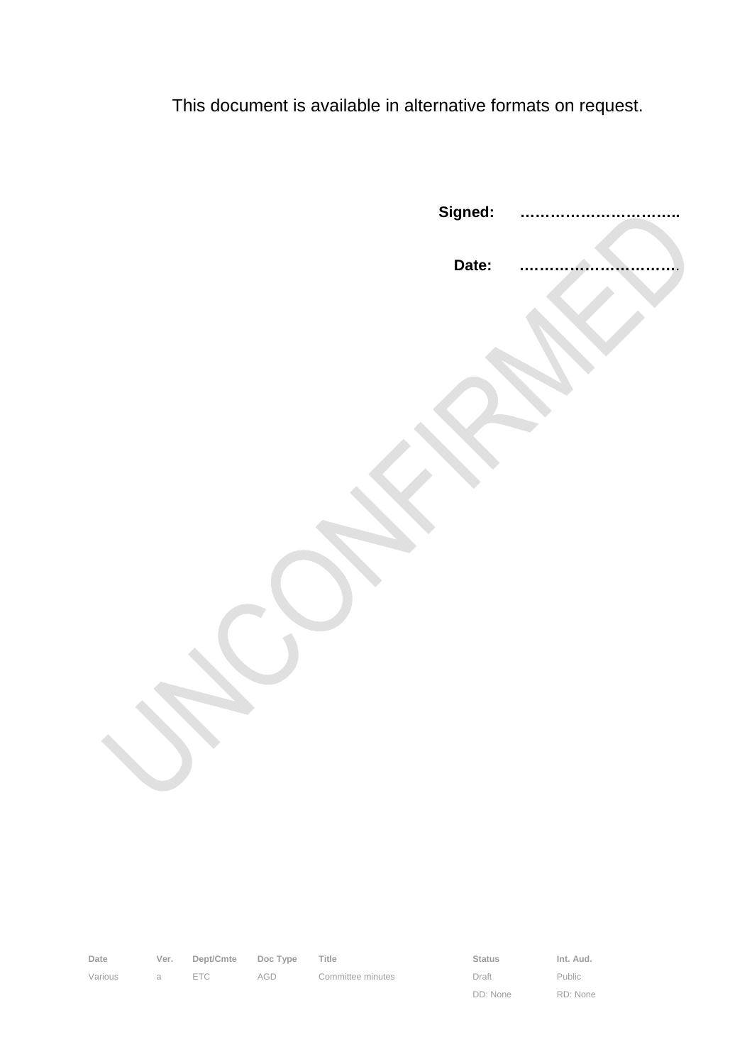This document is available in alternative formats on request.

**Signed:** …………………………..

**Date:** ……………………………

UNCONFIRMED

| Date | Ver. | Dept/Cmte | Doc Type | Title | Status | Int. Aud. |
|---|---|---|---|---|---|---|
| Various | a | ETC | AGD | Committee minutes | Draft | Public |
| | | | | | DD: None | RD: None |